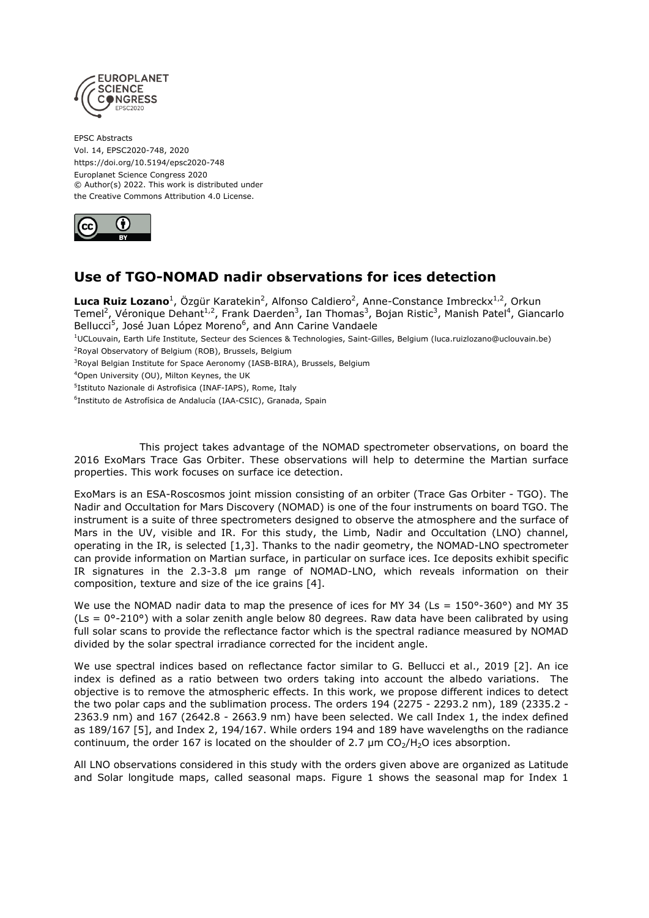EPSC Abstracts
Vol. 14, EPSC2020-748, 2020
https://doi.org/10.5194/epsc2020-748
Europlanet Science Congress 2020
© Author(s) 2022. This work is distributed under
the Creative Commons Attribution 4.0 License.

# Use of TGO-NOMAD nadir observations for ices detection

**Luca Ruiz Lozano**[1], Özgür Karatekin[2], Alfonso Caldiero[2], Anne-Constance Imbreckx[1,2], Orkun Temel[2], Véronique Dehant[1,2], Frank Daerden[3], Ian Thomas[3], Bojan Ristic[3], Manish Patel[4], Giancarlo Bellucci[5], José Juan López Moreno[6], and Ann Carine Vandaele

[1]UCLouvain, Earth Life Institute, Secteur des Sciences & Technologies, Saint-Gilles, Belgium (luca.ruizlozano@uclouvain.be)
[2]Royal Observatory of Belgium (ROB), Brussels, Belgium
[3]Royal Belgian Institute for Space Aeronomy (IASB-BIRA), Brussels, Belgium
[4]Open University (OU), Milton Keynes, the UK
[5]Istituto Nazionale di Astrofisica (INAF-IAPS), Rome, Italy
[6]Instituto de Astrofísica de Andalucía (IAA-CSIC), Granada, Spain

This project takes advantage of the NOMAD spectrometer observations, on board the 2016 ExoMars Trace Gas Orbiter. These observations will help to determine the Martian surface properties. This work focuses on surface ice detection.

ExoMars is an ESA-Roscosmos joint mission consisting of an orbiter (Trace Gas Orbiter - TGO). The Nadir and Occultation for Mars Discovery (NOMAD) is one of the four instruments on board TGO. The instrument is a suite of three spectrometers designed to observe the atmosphere and the surface of Mars in the UV, visible and IR. For this study, the Limb, Nadir and Occultation (LNO) channel, operating in the IR, is selected [1,3]. Thanks to the nadir geometry, the NOMAD-LNO spectrometer can provide information on Martian surface, in particular on surface ices. Ice deposits exhibit specific IR signatures in the 2.3-3.8 µm range of NOMAD-LNO, which reveals information on their composition, texture and size of the ice grains [4].

We use the NOMAD nadir data to map the presence of ices for MY 34 (Ls = 150°-360°) and MY 35 (Ls = 0°-210°) with a solar zenith angle below 80 degrees. Raw data have been calibrated by using full solar scans to provide the reflectance factor which is the spectral radiance measured by NOMAD divided by the solar spectral irradiance corrected for the incident angle.

We use spectral indices based on reflectance factor similar to G. Bellucci et al., 2019 [2]. An ice index is defined as a ratio between two orders taking into account the albedo variations. The objective is to remove the atmospheric effects. In this work, we propose different indices to detect the two polar caps and the sublimation process. The orders 194 (2275 - 2293.2 nm), 189 (2335.2 - 2363.9 nm) and 167 (2642.8 - 2663.9 nm) have been selected. We call Index 1, the index defined as 189/167 [5], and Index 2, 194/167. While orders 194 and 189 have wavelengths on the radiance continuum, the order 167 is located on the shoulder of 2.7 µm $CO_2$/$H_2O$ ices absorption.

All LNO observations considered in this study with the orders given above are organized as Latitude and Solar longitude maps, called seasonal maps. Figure 1 shows the seasonal map for Index 1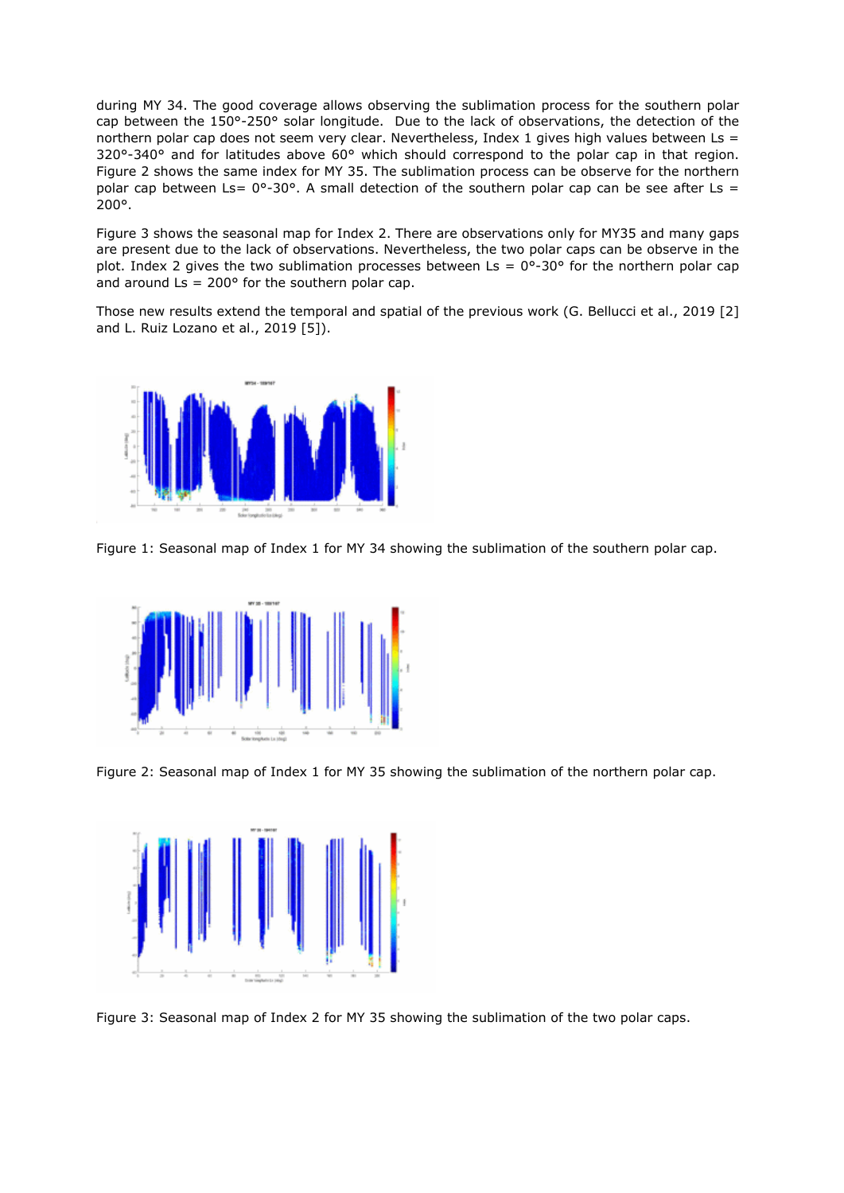during MY 34. The good coverage allows observing the sublimation process for the southern polar cap between the 150°-250° solar longitude. Due to the lack of observations, the detection of the northern polar cap does not seem very clear. Nevertheless, Index 1 gives high values between Ls = 320°-340° and for latitudes above 60° which should correspond to the polar cap in that region. Figure 2 shows the same index for MY 35. The sublimation process can be observe for the northern polar cap between Ls= 0°-30°. A small detection of the southern polar cap can be see after Ls = 200°.

Figure 3 shows the seasonal map for Index 2. There are observations only for MY35 and many gaps are present due to the lack of observations. Nevertheless, the two polar caps can be observe in the plot. Index 2 gives the two sublimation processes between Ls = 0°-30° for the northern polar cap and around Ls = 200° for the southern polar cap.

Those new results extend the temporal and spatial of the previous work (G. Bellucci et al., 2019 [2] and L. Ruiz Lozano et al., 2019 [5]).

Figure 1: Seasonal map of Index 1 for MY 34 showing the sublimation of the southern polar cap.

Figure 2: Seasonal map of Index 1 for MY 35 showing the sublimation of the northern polar cap.

Figure 3: Seasonal map of Index 2 for MY 35 showing the sublimation of the two polar caps.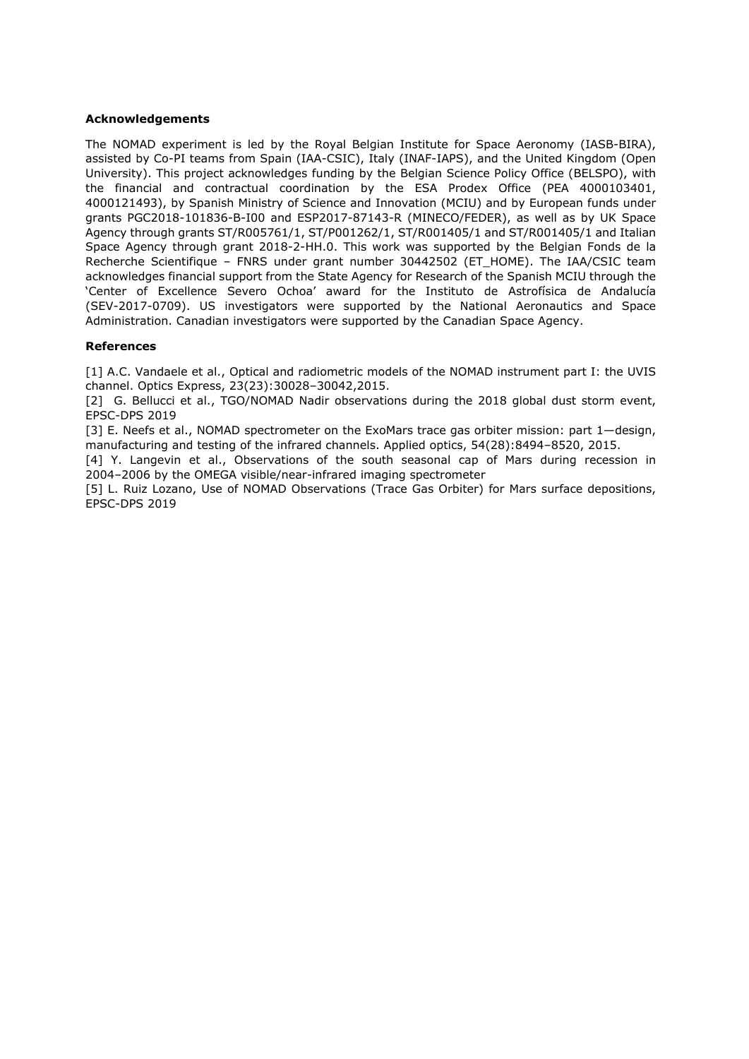**Acknowledgements**

The NOMAD experiment is led by the Royal Belgian Institute for Space Aeronomy (IASB-BIRA), assisted by Co-PI teams from Spain (IAA-CSIC), Italy (INAF-IAPS), and the United Kingdom (Open University). This project acknowledges funding by the Belgian Science Policy Office (BELSPO), with the financial and contractual coordination by the ESA Prodex Office (PEA 4000103401, 4000121493), by Spanish Ministry of Science and Innovation (MCIU) and by European funds under grants PGC2018-101836-B-I00 and ESP2017-87143-R (MINECO/FEDER), as well as by UK Space Agency through grants ST/R005761/1, ST/P001262/1, ST/R001405/1 and ST/R001405/1 and Italian Space Agency through grant 2018-2-HH.0. This work was supported by the Belgian Fonds de la Recherche Scientifique – FNRS under grant number 30442502 (ET_HOME). The IAA/CSIC team acknowledges financial support from the State Agency for Research of the Spanish MCIU through the 'Center of Excellence Severo Ochoa' award for the Instituto de Astrofísica de Andalucía (SEV-2017-0709). US investigators were supported by the National Aeronautics and Space Administration. Canadian investigators were supported by the Canadian Space Agency.

**References**

[1] A.C. Vandaele et al., Optical and radiometric models of the NOMAD instrument part I: the UVIS channel. Optics Express, 23(23):30028–30042,2015.

[2] G. Bellucci et al., TGO/NOMAD Nadir observations during the 2018 global dust storm event, EPSC-DPS 2019

[3] E. Neefs et al., NOMAD spectrometer on the ExoMars trace gas orbiter mission: part 1—design, manufacturing and testing of the infrared channels. Applied optics, 54(28):8494–8520, 2015.

[4] Y. Langevin et al., Observations of the south seasonal cap of Mars during recession in 2004–2006 by the OMEGA visible/near-infrared imaging spectrometer

[5] L. Ruiz Lozano, Use of NOMAD Observations (Trace Gas Orbiter) for Mars surface depositions, EPSC-DPS 2019